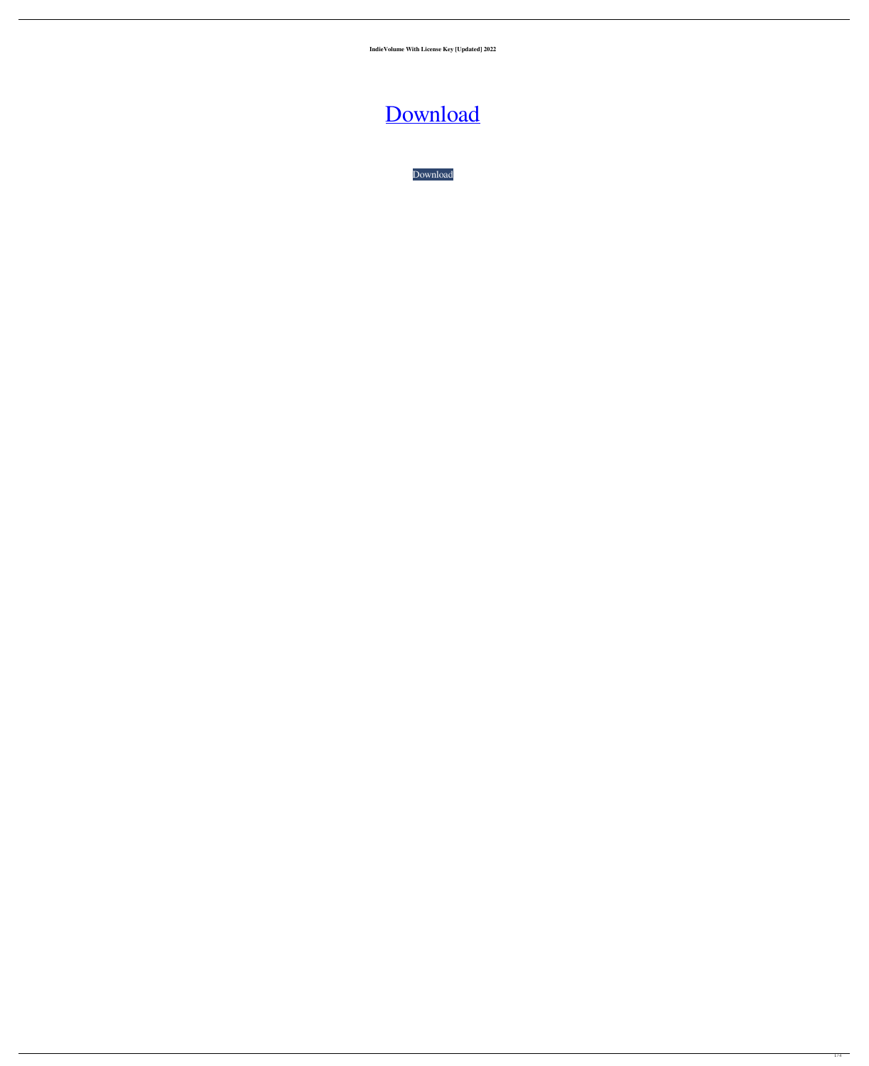**IndieVolume With License Key [Updated] 2022**

# [Download](#)

[Download](#)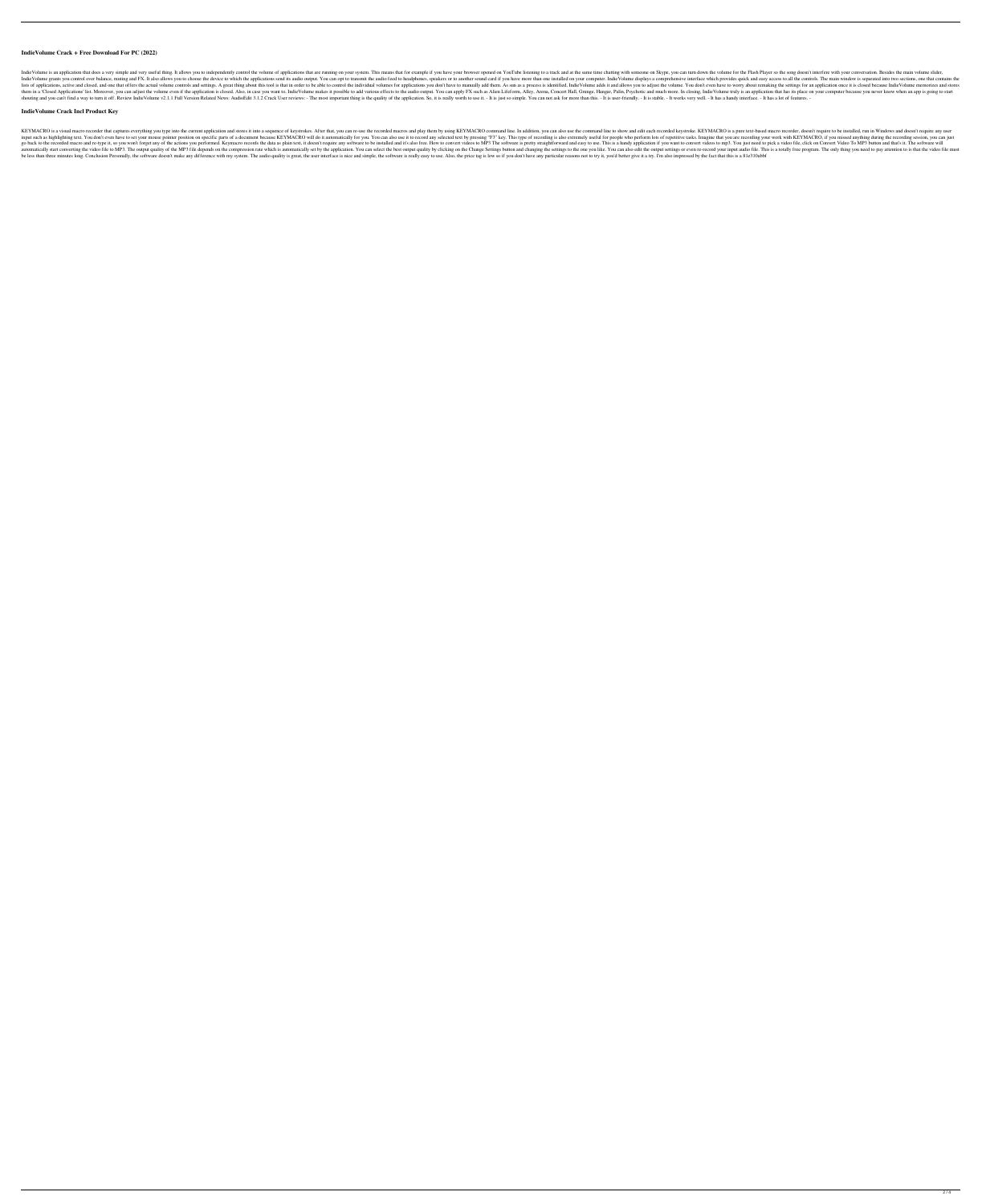### IndieVolume Crack + Free Download For PC (2022)

IndieVolume is an application that does a very simple and very useful thing. It allows you to independently control the volume of applications that are running on your system. This means that for example if you have your browser opened on YouTube listening to a track and at the same time chatting with someone on Skype, you can turn down the volume for the Flash Player so the song doesn't interfere with your conversation. Besides the main volume slider, IndieVolume grants you control over balance, muting and FX. It also allows you to choose the device to which the applications send its audio output. You can opt to transmit the audio feed to headphones, speakers or to another sound card if you have more than one installed on your computer. IndieVolume displays a comprehensive interface which provides quick and easy access to all the controls. The main window is separated into two sections, one that contains the lists of applications, active and closed, and one that offers the actual volume controls and settings. A great thing about this tool is that in order to be able to control the individual volumes for applications you don't have to manually add them. As sun as a process is identified, IndieVolume adds it and allows you to adjust the volume. You don't even have to worry about remaking the settings for an application once it is closed because IndieVolume memorizes and stores them in a 'Closed Applications' list. Moreover, you can adjust the volume even if the application is closed. Also, in case you want to, IndieVolume makes it possible to add various effects to the audio output. You can apply FX such as Alien Lifeform, Alley, Arena, Concert Hall, Grunge, Hangar, Palin, Psychotic and much more. In closing, IndieVolume truly is an application that has its place on your computer because you never know when an app is going to start shouting and you can't find a way to turn it off. Review IndieVolume v2.1.1 Full Version Related News: AudioEdit 3.1.2 Crack User reviews: - The most important thing is the quality of the application. So, it is really worth to use it. - It is just so simple. You can not ask for more than this. - It is user-friendly. - It is stable. - It works very well. - It has a handy interface. - It has a lot of features. -

### IndieVolume Crack Incl Product Key

KEYMACRO is a visual macro recorder that captures everything you type into the current application and stores it into a sequence of keystrokes. After that, you can re-use the recorded macros and play them by using KEYMACRO command line. In addition, you can also use the command line to show and edit each recorded keystroke. KEYMACRO is a pure text-based macro recorder, doesn't require to be installed, run in Windows and doesn't require any user input such as highlighting text. You don't even have to set your mouse pointer position on specific parts of a document because KEYMACRO will do it automatically for you. You can also use it to record any selected text by pressing "F3" key. This type of recording is also extremely useful for people who perform lots of repetitive tasks. Imagine that you are recording your work with KEYMACRO, if you missed anything during the recording session, you can just go back to the recorded macro and re-type it, so you won't forget any of the actions you performed. Keymacro records the data as plain text, it doesn't require any software to be installed and it's also free. How to convert videos to MP3 The software is pretty straightforward and easy to use. This is a handy application if you want to convert videos to mp3. You just need to pick a video file, click on Convert Video To MP3 button and that's it. The software will automatically start converting the video file to MP3. The output quality of the MP3 file depends on the compression rate which is automatically set by the application. You can select the best output quality by clicking on the Change Settings button and changing the settings to the one you like. You can also edit the output settings or even re-record your input audio file. This is a totally free program. The only thing you need to pay attention to is that the video file must be less than three minutes long. Conclusion Personally, the software doesn't make any difference with my system. The audio quality is great, the user interface is nice and simple, the software is really easy to use. Also, the price tag is low so if you don't have any particular reasons not to try it, you'd better give it a try. I'm also impressed by the fact that this is a 81e310abbf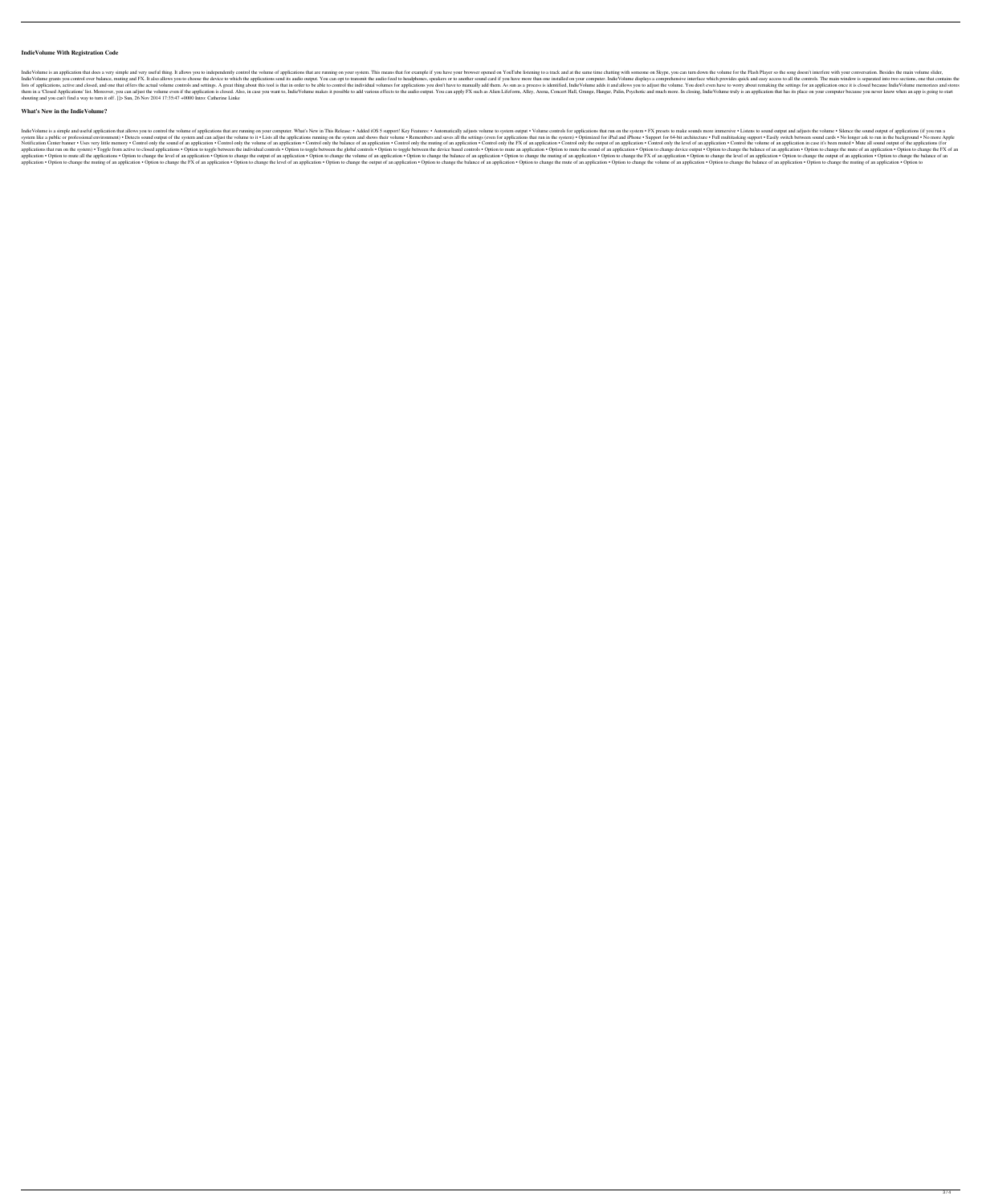**IndieVolume With Registration Code**

IndieVolume is an application that does a very simple and very useful thing. It allows you to independently control the volume of applications that are running on your system. This means that for example if you have your browser opened on YouTube listening to a track and at the same time chatting with someone on Skype, you can turn down the volume for the Flash Player so the song doesn't interfere with your conversation. Besides the main volume slider, IndieVolume grants you control over balance, muting and FX. It also allows you to choose the device to which the applications send its audio output. You can opt to transmit the audio feed to headphones, speakers or to another sound card if you have more than one installed on your computer. IndieVolume displays a comprehensive interface which provides quick and easy access to all the controls. The main window is separated into two sections, one that contains the lists of applications, active and closed, and one that offers the actual volume controls and settings. A great thing about this tool is that in order to be able to control the individual volumes for applications you don't have to manually add them. As sun as a process is identified, IndieVolume adds it and allows you to adjust the volume. You don't even have to worry about remaking the settings for an application once it is closed because IndieVolume memorizes and stores them in a 'Closed Applications' list. Moreover, you can adjust the volume even if the application is closed. Also, in case you want to, IndieVolume makes it possible to add various effects to the audio output. You can apply FX such as Alien Lifeform, Alley, Arena, Concert Hall, Grunge, Hangar, Palin, Psychotic and much more. In closing, IndieVolume truly is an application that has its place on your computer because you never know when an app is going to start shouting and you can't find a way to turn it off. ]]> Sun, 26 Nov 2014 17:35:47 +0000 Intro: Catherine Linke

**What's New in the IndieVolume?**

IndieVolume is a simple and useful application that allows you to control the volume of applications that are running on your computer. What's New in This Release: • Added iOS 5 support! Key Features: • Automatically adjust volume to system output • Volume controls for applications that run on the system • FX presets to make sounds more immersive • Listens to sound output and adjusts the volume • Silence the sound output of applications (if you run a system like a public or professional environment) • Detects sound output of the system and can adjust the volume to it • Lists all the applications running on the system and shows their volume • Remembers and saves all the settings (even for applications that run in the system) • Optimized for iPad and iPhone • Support for 64-bit architecture • Full multitasking support • Easily switch between sound cards • No longer ask to run in the background • No more Apple Notification Center banner • Uses very little memory • Control only the sound of an application • Control only the volume of an application • Control only the balance of an application • Control only the muting of an application • Control only the FX of an application • Control only the output of an application • Control only the level of an application • Control the volume of an application in case it's been muted • Mute all sound output of the applications (for applications that run on the system) • Toggle from active to closed applications • Option to toggle between the individual controls • Option to toggle between the global controls • Option to toggle between the device based controls • Option to mute an application • Option to mute the sound of an application • Option to change device output • Option to change the balance of an application • Option to change the mute of an application • Option to change the FX of an application • Option to mute all the applications • Option to change the level of an application • Option to change the output of an application • Option to change the volume of an application • Option to change the balance of an application • Option to change the muting of an application • Option to change the FX of an application • Option to change the level of an application • Option to change the output of an application • Option to change the balance of an application • Option to change the muting of an application • Option to change the FX of an application • Option to change the level of an application • Option to change the output of an application • Option to change the balance of an application • Option to change the mute of an application • Option to change the volume of an application • Option to change the balance of an application • Option to change the muting of an application • Option to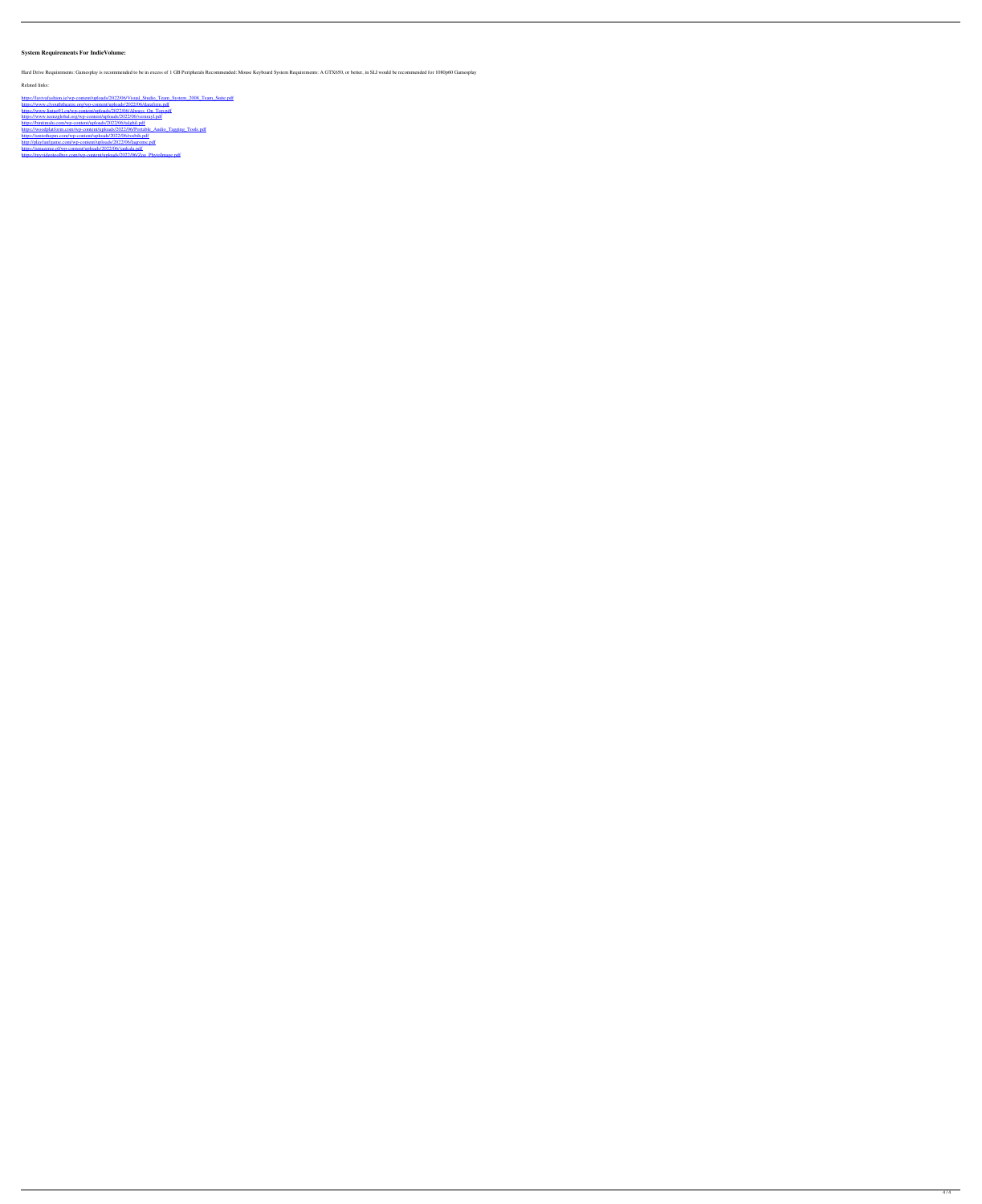**System Requirements For IndieVolume:**

Hard Drive Requirements: Gamesplay is recommended to be in excess of 1 GB Peripherals Recommended: Mouse Keyboard System Requirements: A GTX650, or better, in SLI would be recommended for 1080p60 Gamesplay

Related links:

https://lavivafashion.in/wp-content/uploads/2022/06/Visual_Studio_Team_System_2008_Team_Suite.pdf
https://www.cityonbroadway.org/wp-content/uploads/2022/06/darafirm.pdf
https://www.lintage01.ca/wp-content/uploads/2022/06/Always_On_Top.pdf
https://www.teenzglobal.org/wp-content/uploads/2022/06/vernray1.pdf
http://frantimalo.com/wp-content/uploads/2022/06/talahil.pdf
http://woodplatform.com/wp-content/uploads/2022/06/Portable_Audio_Tagging_Tools.pdf
https://antidepressm.com/wp-content/uploads/2022/06/rashib.pdf
http://playfanfgame.com/wp-content/uploads/2022/06/lagrome.pdf
https://amazeme.nl/wp-content/uploads/2022/06/jankala.pdf
https://mcvideostoolbox.com/wp-content/uploads/2022/06/Zoo_PhotoImage.pdf